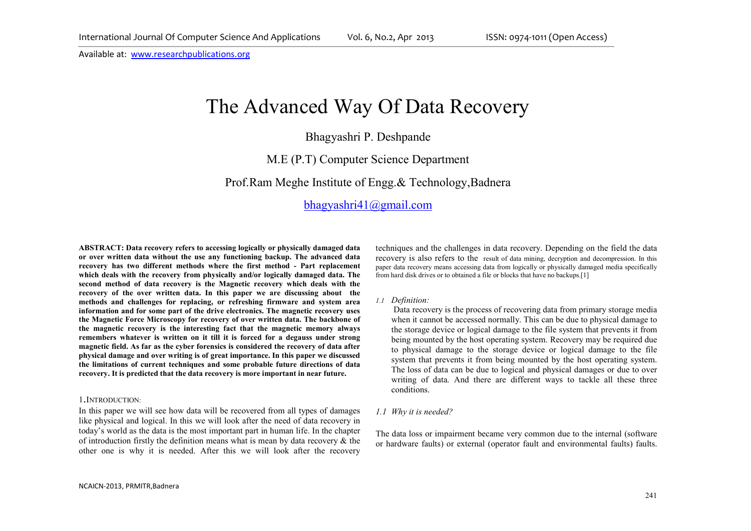# The Advanced Way Of Data Recovery

Bhagyashri P. Deshpande

M.E (P.T) Computer Science Department

Prof.Ram Meghe Institute of Engg.& Technology,Badnera

bhagyashri41@gmail.com

**ABSTRACT: Data recovery refers to accessing logically or physically damaged data or over written data without the use any functioning backup. The advanced data recovery has two different methods where the first method - Part replacement which deals with the recovery from physically and/or logically damaged data. The second method of data recovery is the Magnetic recovery which deals with the recovery of the over written data. In this paper we are discussing about the methods and challenges for replacing, or refreshing firmware and system area information and for some part of the drive electronics. The magnetic recovery uses the Magnetic Force Microscopy for recovery of over written data. The backbone of the magnetic recovery is the interesting fact that the magnetic memory always remembers whatever is written on it till it is forced for a degauss under strong magnetic field. As far as the cyber forensics is considered the recovery of data after physical damage and over writing is of great importance. In this paper we discussed the limitations of current techniques and some probable future directions of data recovery. It is predicted that the data recovery is more important in near future.**

## 1. INTRODUCTION:

In this paper we will see how data will be recovered from all types of damages like physical and logical. In this we will look after the need of data recovery in today's world as the data is the most important part in human life. In the chapter of introduction firstly the definition means what is mean by data recovery & the other one is why it is needed. After this we will look after the recovery techniques and the challenges in data recovery. Depending on the field the data recovery is also refers to the result of data mining, decryption and decompression. In this paper data recovery means accessing data from logically or physically damaged media specifically from hard disk drives or to obtained a file or blocks that have no backups.[1]

### *1.1 Definition:*

Data recovery is the process of recovering data from primary storage media when it cannot be accessed normally. This can be due to physical damage to the storage device or logical damage to the file system that prevents it from being mounted by the host operating system. Recovery may be required due to physical damage to the storage device or logical damage to the file system that prevents it from being mounted by the host operating system. The loss of data can be due to logical and physical damages or due to over writing of data. And there are different ways to tackle all these three conditions.

### *1.1 Why it is needed?*

The data loss or impairment became very common due to the internal (software or hardware faults) or external (operator fault and environmental faults) faults.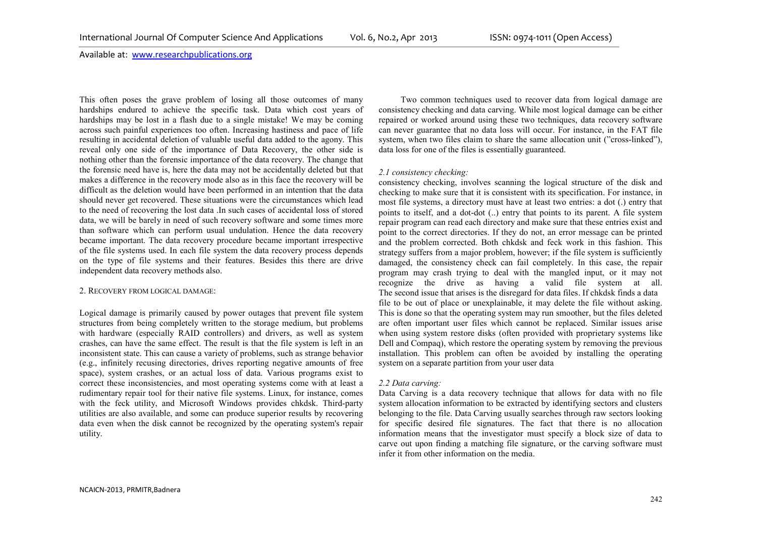This often poses the grave problem of losing all those outcomes of many hardships endured to achieve the specific task. Data which cost years of hardships may be lost in a flash due to a single mistake! We may be coming across such painful experiences too often. Increasing hastiness and pace of life resulting in accidental deletion of valuable useful data added to the agony. This reveal only one side of the importance of Data Recovery, the other side is nothing other than the forensic importance of the data recovery. The change that the forensic need have is, here the data may not be accidentally deleted but that makes a difference in the recovery mode also as in this face the recovery will be difficult as the deletion would have been performed in an intention that the data should never get recovered. These situations were the circumstances which lead to the need of recovering the lost data .In such cases of accidental loss of stored data, we will be barely in need of such recovery software and some times more than software which can perform usual undulation. Hence the data recovery became important. The data recovery procedure became important irrespective of the file systems used. In each file system the data recovery process depends on the type of file systems and their features. Besides this there are drive independent data recovery methods also.

## 2. Recovery from logical damage:

Logical damage is primarily caused by power outages that prevent file system structures from being completely written to the storage medium, but problems with hardware (especially RAID controllers) and drivers, as well as system crashes, can have the same effect. The result is that the file system is left in an inconsistent state. This can cause a variety of problems, such as strange behavior (e.g., infinitely recusing directories, drives reporting negative amounts of free space), system crashes, or an actual loss of data. Various programs exist to correct these inconsistencies, and most operating systems come with at least a rudimentary repair tool for their native file systems. Linux, for instance, comes with the feck utility, and Microsoft Windows provides chkdsk. Third-party utilities are also available, and some can produce superior results by recovering data even when the disk cannot be recognized by the operating system's repair utility.

Two common techniques used to recover data from logical damage are consistency checking and data carving. While most logical damage can be either repaired or worked around using these two techniques, data recovery software can never guarantee that no data loss will occur. For instance, in the FAT file system, when two files claim to share the same allocation unit ("cross-linked"), data loss for one of the files is essentially guaranteed.

### *2.1 consistency checking:*

consistency checking, involves scanning the logical structure of the disk and checking to make sure that it is consistent with its specification. For instance, in most file systems, a directory must have at least two entries: a dot (.) entry that points to itself, and a dot-dot (..) entry that points to its parent. A file system repair program can read each directory and make sure that these entries exist and point to the correct directories. If they do not, an error message can be printed and the problem corrected. Both chkdsk and feck work in this fashion. This strategy suffers from a major problem, however; if the file system is sufficiently damaged, the consistency check can fail completely. In this case, the repair program may crash trying to deal with the mangled input, or it may not recognize the drive as having a valid file system at all. The second issue that arises is the disregard for data files. If chkdsk finds a data file to be out of place or unexplainable, it may delete the file without asking. This is done so that the operating system may run smoother, but the files deleted are often important user files which cannot be replaced. Similar issues arise when using system restore disks (often provided with proprietary systems like Dell and Compaq), which restore the operating system by removing the previous installation. This problem can often be avoided by installing the operating system on a separate partition from your user data

### *2.2 Data carving:*

Data Carving is a data recovery technique that allows for data with no file system allocation information to be extracted by identifying sectors and clusters belonging to the file. Data Carving usually searches through raw sectors looking for specific desired file signatures. The fact that there is no allocation information means that the investigator must specify a block size of data to carve out upon finding a matching file signature, or the carving software must infer it from other information on the media.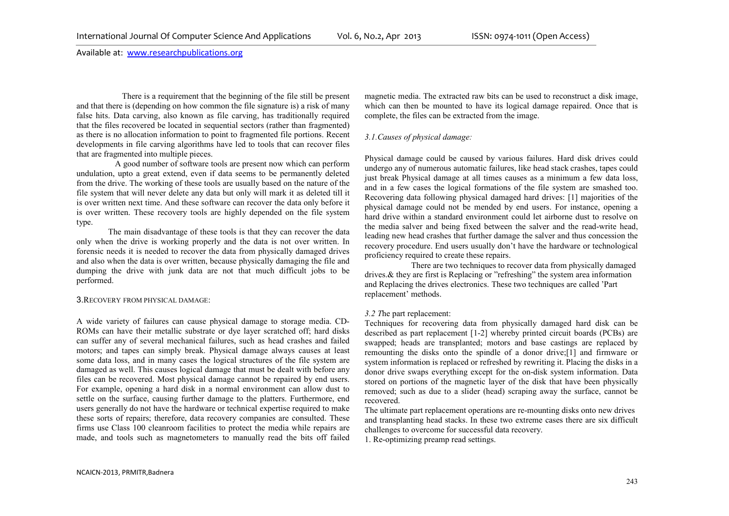There is a requirement that the beginning of the file still be present and that there is (depending on how common the file signature is) a risk of many false hits. Data carving, also known as file carving, has traditionally required that the files recovered be located in sequential sectors (rather than fragmented) as there is no allocation information to point to fragmented file portions. Recent developments in file carving algorithms have led to tools that can recover files that are fragmented into multiple pieces.

A good number of software tools are present now which can perform undulation, upto a great extend, even if data seems to be permanently deleted from the drive. The working of these tools are usually based on the nature of the file system that will never delete any data but only will mark it as deleted till it is over written next time. And these software can recover the data only before it is over written. These recovery tools are highly depended on the file system type.

The main disadvantage of these tools is that they can recover the data only when the drive is working properly and the data is not over written. In forensic needs it is needed to recover the data from physically damaged drives and also when the data is over written, because physically damaging the file and dumping the drive with junk data are not that much difficult jobs to be performed.

## 3.RECOVERY FROM PHYSICAL DAMAGE:

A wide variety of failures can cause physical damage to storage media. CD-ROMs can have their metallic substrate or dye layer scratched off; hard disks can suffer any of several mechanical failures, such as head crashes and failed motors; and tapes can simply break. Physical damage always causes at least some data loss, and in many cases the logical structures of the file system are damaged as well. This causes logical damage that must be dealt with before any files can be recovered. Most physical damage cannot be repaired by end users. For example, opening a hard disk in a normal environment can allow dust to settle on the surface, causing further damage to the platters. Furthermore, end users generally do not have the hardware or technical expertise required to make these sorts of repairs; therefore, data recovery companies are consulted. These firms use Class 100 cleanroom facilities to protect the media while repairs are made, and tools such as magnetometers to manually read the bits off failed magnetic media. The extracted raw bits can be used to reconstruct a disk image, which can then be mounted to have its logical damage repaired. Once that is complete, the files can be extracted from the image.

### *3.1.Causes of physical damage:*

Physical damage could be caused by various failures. Hard disk drives could undergo any of numerous automatic failures, like head stack crashes, tapes could just break Physical damage at all times causes as a minimum a few data loss, and in a few cases the logical formations of the file system are smashed too. Recovering data following physical damaged hard drives: [1] majorities of the physical damage could not be mended by end users. For instance, opening a hard drive within a standard environment could let airborne dust to resolve on the media salver and being fixed between the salver and the read-write head, leading new head crashes that further damage the salver and thus concession the recovery procedure. End users usually don't have the hardware or technological proficiency required to create these repairs.

There are two techniques to recover data from physically damaged drives.& they are first is Replacing or "refreshing" the system area information and Replacing the drives electronics. These two techniques are called 'Part replacement' methods.

### *3.2 T*he part replacement:

Techniques for recovering data from physically damaged hard disk can be described as part replacement [1-2] whereby printed circuit boards (PCBs) are swapped; heads are transplanted; motors and base castings are replaced by remounting the disks onto the spindle of a donor drive;[1] and firmware or system information is replaced or refreshed by rewriting it. Placing the disks in a donor drive swaps everything except for the on-disk system information. Data stored on portions of the magnetic layer of the disk that have been physically removed; such as due to a slider (head) scraping away the surface, cannot be recovered.

The ultimate part replacement operations are re-mounting disks onto new drives and transplanting head stacks. In these two extreme cases there are six difficult challenges to overcome for successful data recovery.

1. Re-optimizing preamp read settings.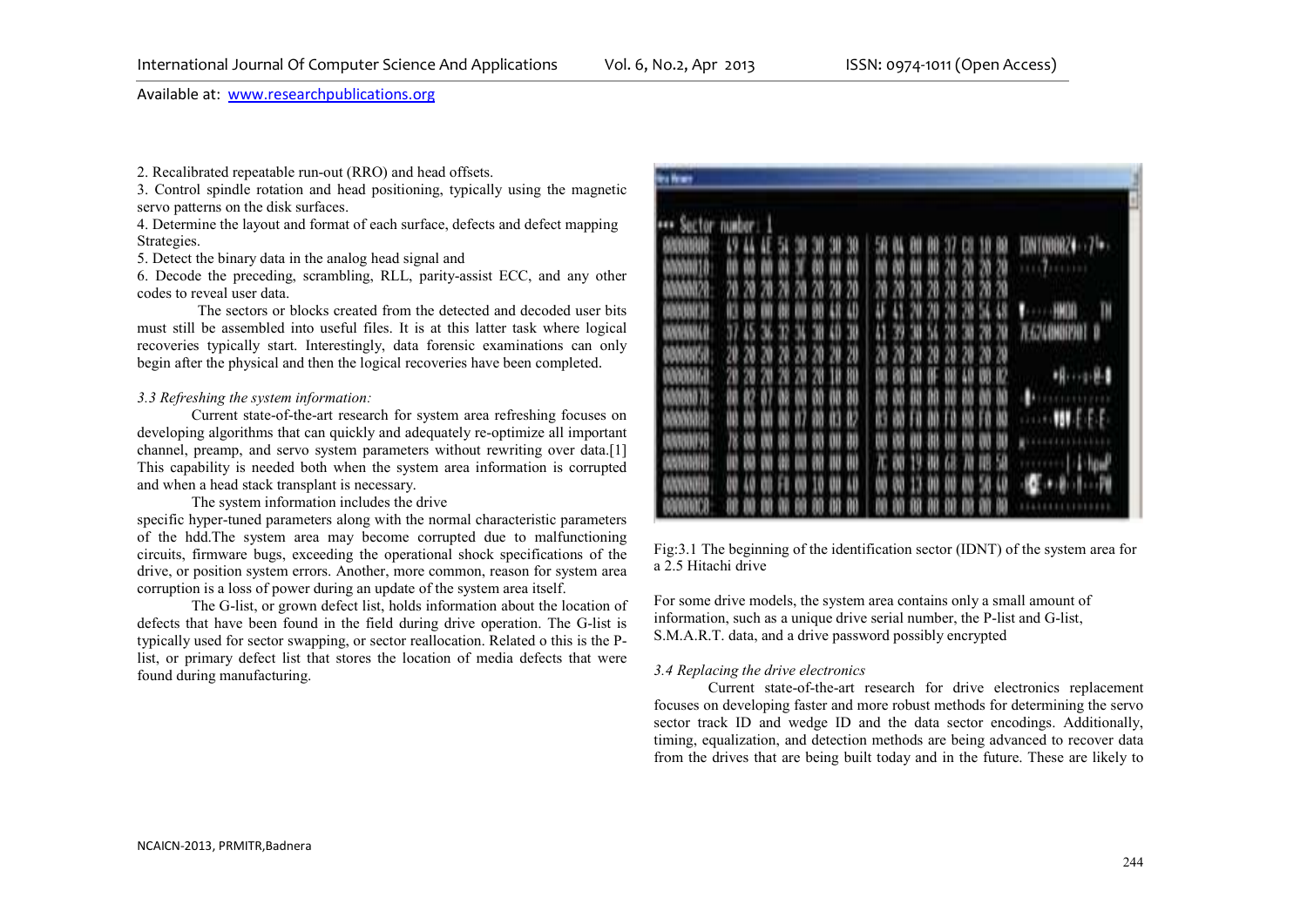2. Recalibrated repeatable run-out (RRO) and head offsets.

3. Control spindle rotation and head positioning, typically using the magnetic servo patterns on the disk surfaces.

4. Determine the layout and format of each surface, defects and defect mapping Strategies.

5. Detect the binary data in the analog head signal and

6. Decode the preceding, scrambling, RLL, parity-assist ECC, and any other codes to reveal user data.

The sectors or blocks created from the detected and decoded user bits must still be assembled into useful files. It is at this latter task where logical recoveries typically start. Interestingly, data forensic examinations can only begin after the physical and then the logical recoveries have been completed.

*3.3 Refreshing the system information:*

Current state-of-the-art research for system area refreshing focuses on developing algorithms that can quickly and adequately re-optimize all important channel, preamp, and servo system parameters without rewriting over data.[1] This capability is needed both when the system area information is corrupted and when a head stack transplant is necessary.

The system information includes the drive specific hyper-tuned parameters along with the normal characteristic parameters of the hdd.The system area may become corrupted due to malfunctioning circuits, firmware bugs, exceeding the operational shock specifications of the drive, or position system errors. Another, more common, reason for system area corruption is a loss of power during an update of the system area itself.

The G-list, or grown defect list, holds information about the location of defects that have been found in the field during drive operation. The G-list is typically used for sector swapping, or sector reallocation. Related o this is the P-list, or primary defect list that stores the location of media defects that were found during manufacturing.

Fig:3.1 The beginning of the identification sector (IDNT) of the system area for a 2.5 Hitachi drive

For some drive models, the system area contains only a small amount of information, such as a unique drive serial number, the P-list and G-list, S.M.A.R.T. data, and a drive password possibly encrypted

*3.4 Replacing the drive electronics*

Current state-of-the-art research for drive electronics replacement focuses on developing faster and more robust methods for determining the servo sector track ID and wedge ID and the data sector encodings. Additionally, timing, equalization, and detection methods are being advanced to recover data from the drives that are being built today and in the future. These are likely to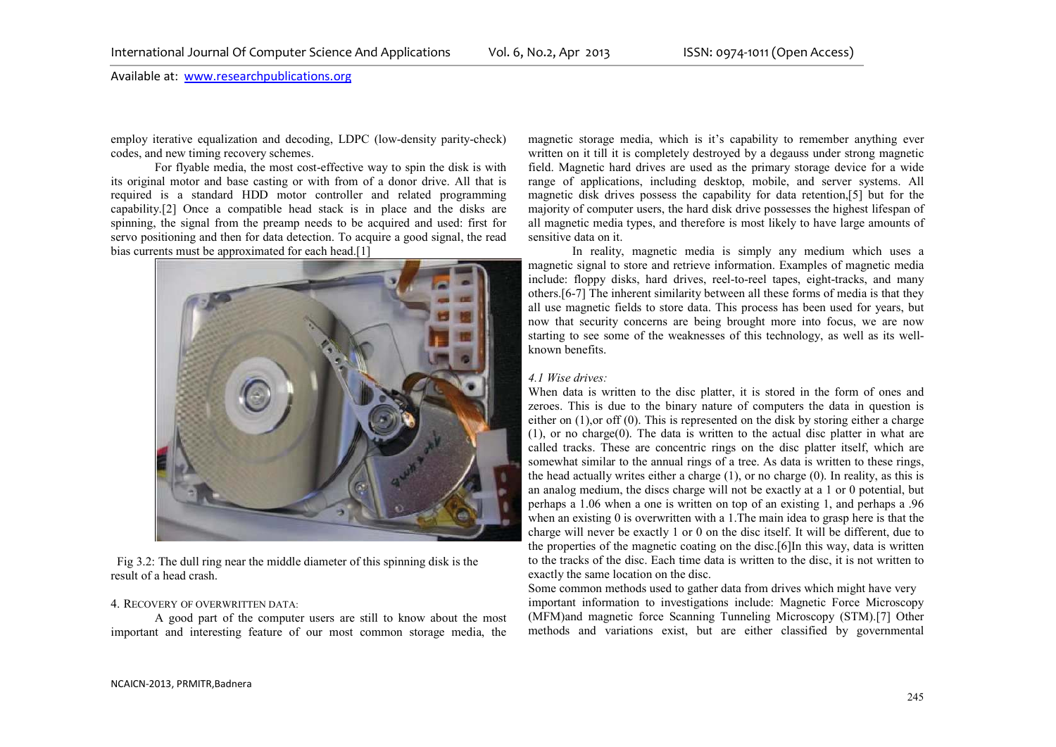employ iterative equalization and decoding, LDPC (low-density parity-check) codes, and new timing recovery schemes.

For flyable media, the most cost-effective way to spin the disk is with its original motor and base casting or with from of a donor drive. All that is required is a standard HDD motor controller and related programming capability.[2] Once a compatible head stack is in place and the disks are spinning, the signal from the preamp needs to be acquired and used: first for servo positioning and then for data detection. To acquire a good signal, the read bias currents must be approximated for each head.[1]

Fig 3.2: The dull ring near the middle diameter of this spinning disk is the result of a head crash.

## 4. Recovery of Overwritten Data:

A good part of the computer users are still to know about the most important and interesting feature of our most common storage media, the magnetic storage media, which is it's capability to remember anything ever written on it till it is completely destroyed by a degauss under strong magnetic field. Magnetic hard drives are used as the primary storage device for a wide range of applications, including desktop, mobile, and server systems. All magnetic disk drives possess the capability for data retention,[5] but for the majority of computer users, the hard disk drive possesses the highest lifespan of all magnetic media types, and therefore is most likely to have large amounts of sensitive data on it.

In reality, magnetic media is simply any medium which uses a magnetic signal to store and retrieve information. Examples of magnetic media include: floppy disks, hard drives, reel-to-reel tapes, eight-tracks, and many others.[6-7] The inherent similarity between all these forms of media is that they all use magnetic fields to store data. This process has been used for years, but now that security concerns are being brought more into focus, we are now starting to see some of the weaknesses of this technology, as well as its well-known benefits.

### *4.1 Wise drives:*

When data is written to the disc platter, it is stored in the form of ones and zeroes. This is due to the binary nature of computers the data in question is either on (1),or off (0). This is represented on the disk by storing either a charge (1), or no charge(0). The data is written to the actual disc platter in what are called tracks. These are concentric rings on the disc platter itself, which are somewhat similar to the annual rings of a tree. As data is written to these rings, the head actually writes either a charge (1), or no charge (0). In reality, as this is an analog medium, the discs charge will not be exactly at a 1 or 0 potential, but perhaps a 1.06 when a one is written on top of an existing 1, and perhaps a .96 when an existing 0 is overwritten with a 1.The main idea to grasp here is that the charge will never be exactly 1 or 0 on the disc itself. It will be different, due to the properties of the magnetic coating on the disc.[6]In this way, data is written to the tracks of the disc. Each time data is written to the disc, it is not written to exactly the same location on the disc.

Some common methods used to gather data from drives which might have very important information to investigations include: Magnetic Force Microscopy (MFM)and magnetic force Scanning Tunneling Microscopy (STM).[7] Other methods and variations exist, but are either classified by governmental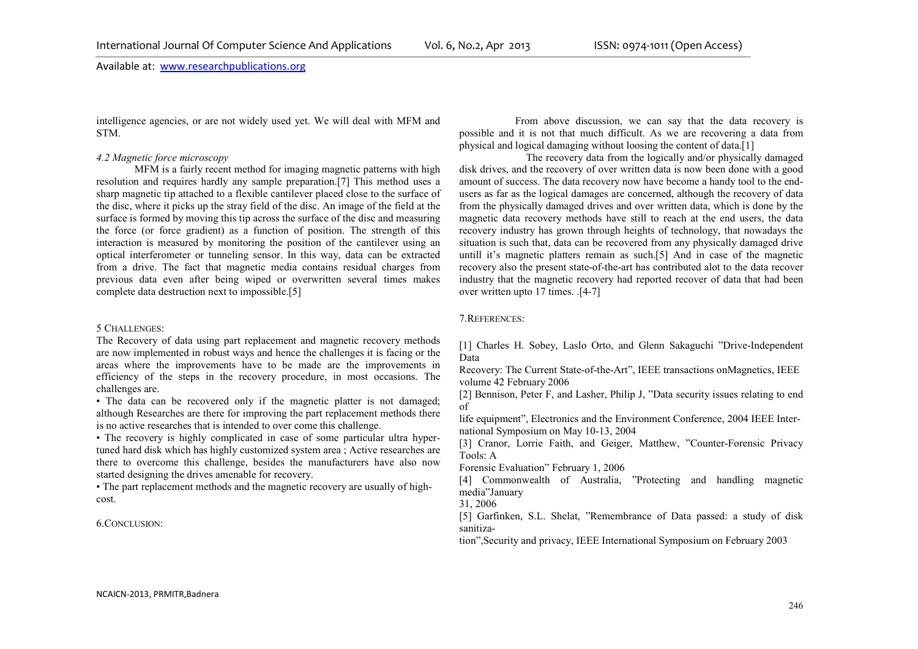intelligence agencies, or are not widely used yet. We will deal with MFM and STM.

### *4.2 Magnetic force microscopy*

MFM is a fairly recent method for imaging magnetic patterns with high resolution and requires hardly any sample preparation.[7] This method uses a sharp magnetic tip attached to a flexible cantilever placed close to the surface of the disc, where it picks up the stray field of the disc. An image of the field at the surface is formed by moving this tip across the surface of the disc and measuring the force (or force gradient) as a function of position. The strength of this interaction is measured by monitoring the position of the cantilever using an optical interferometer or tunneling sensor. In this way, data can be extracted from a drive. The fact that magnetic media contains residual charges from previous data even after being wiped or overwritten several times makes complete data destruction next to impossible.[5]

## 5 CHALLENGES:

The Recovery of data using part replacement and magnetic recovery methods are now implemented in robust ways and hence the challenges it is facing or the areas where the improvements have to be made are the improvements in efficiency of the steps in the recovery procedure, in most occasions. The challenges are.

- The data can be recovered only if the magnetic platter is not damaged; although Researches are there for improving the part replacement methods there is no active researches that is intended to over come this challenge.
- The recovery is highly complicated in case of some particular ultra hyper-tuned hard disk which has highly customized system area ; Active researches are there to overcome this challenge, besides the manufacturers have also now started designing the drives amenable for recovery.
- The part replacement methods and the magnetic recovery are usually of high-cost.

## 6.CONCLUSION:

From above discussion, we can say that the data recovery is possible and it is not that much difficult. As we are recovering a data from physical and logical damaging without loosing the content of data.[1]

The recovery data from the logically and/or physically damaged disk drives, and the recovery of over written data is now been done with a good amount of success. The data recovery now have become a handy tool to the end-users as far as the logical damages are concerned, although the recovery of data from the physically damaged drives and over written data, which is done by the magnetic data recovery methods have still to reach at the end users, the data recovery industry has grown through heights of technology, that nowadays the situation is such that, data can be recovered from any physically damaged drive untill it's magnetic platters remain as such.[5] And in case of the magnetic recovery also the present state-of-the-art has contributed alot to the data recover industry that the magnetic recovery had reported recover of data that had been over written upto 17 times. .[4-7]

## 7.REFERENCES:

[1] Charles H. Sobey, Laslo Orto, and Glenn Sakaguchi "Drive-Independent Data Recovery: The Current State-of-the-Art", IEEE transactions onMagnetics, IEEE volume 42 February 2006

[2] Bennison, Peter F, and Lasher, Philip J, "Data security issues relating to end of life equipment", Electronics and the Environment Conference, 2004 IEEE International Symposium on May 10-13, 2004

[3] Cranor, Lorrie Faith, and Geiger, Matthew, "Counter-Forensic Privacy Tools: A Forensic Evaluation" February 1, 2006

[4] Commonwealth of Australia, "Protecting and handling magnetic media"January 31, 2006

[5] Garfinken, S.L. Shelat, "Remembrance of Data passed: a study of disk sanitization",Security and privacy, IEEE International Symposium on February 2003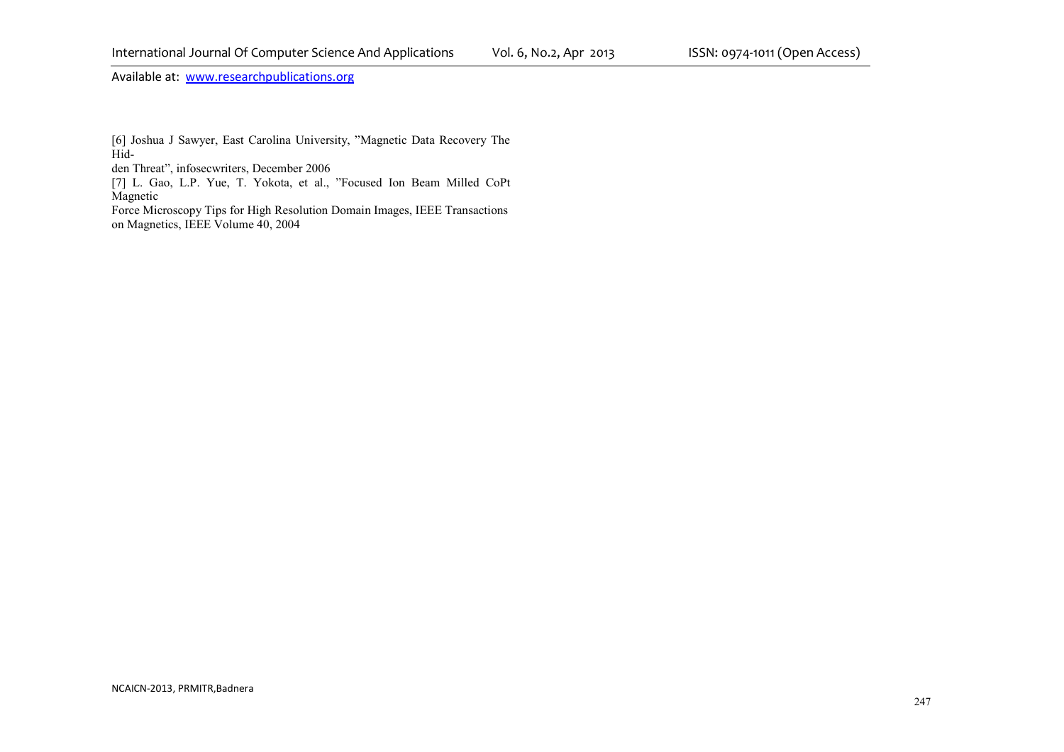[6] Joshua J Sawyer, East Carolina University, "Magnetic Data Recovery The Hidden Threat", infosecwriters, December 2006

[7] L. Gao, L.P. Yue, T. Yokota, et al., "Focused Ion Beam Milled CoPt Magnetic Force Microscopy Tips for High Resolution Domain Images, IEEE Transactions on Magnetics, IEEE Volume 40, 2004